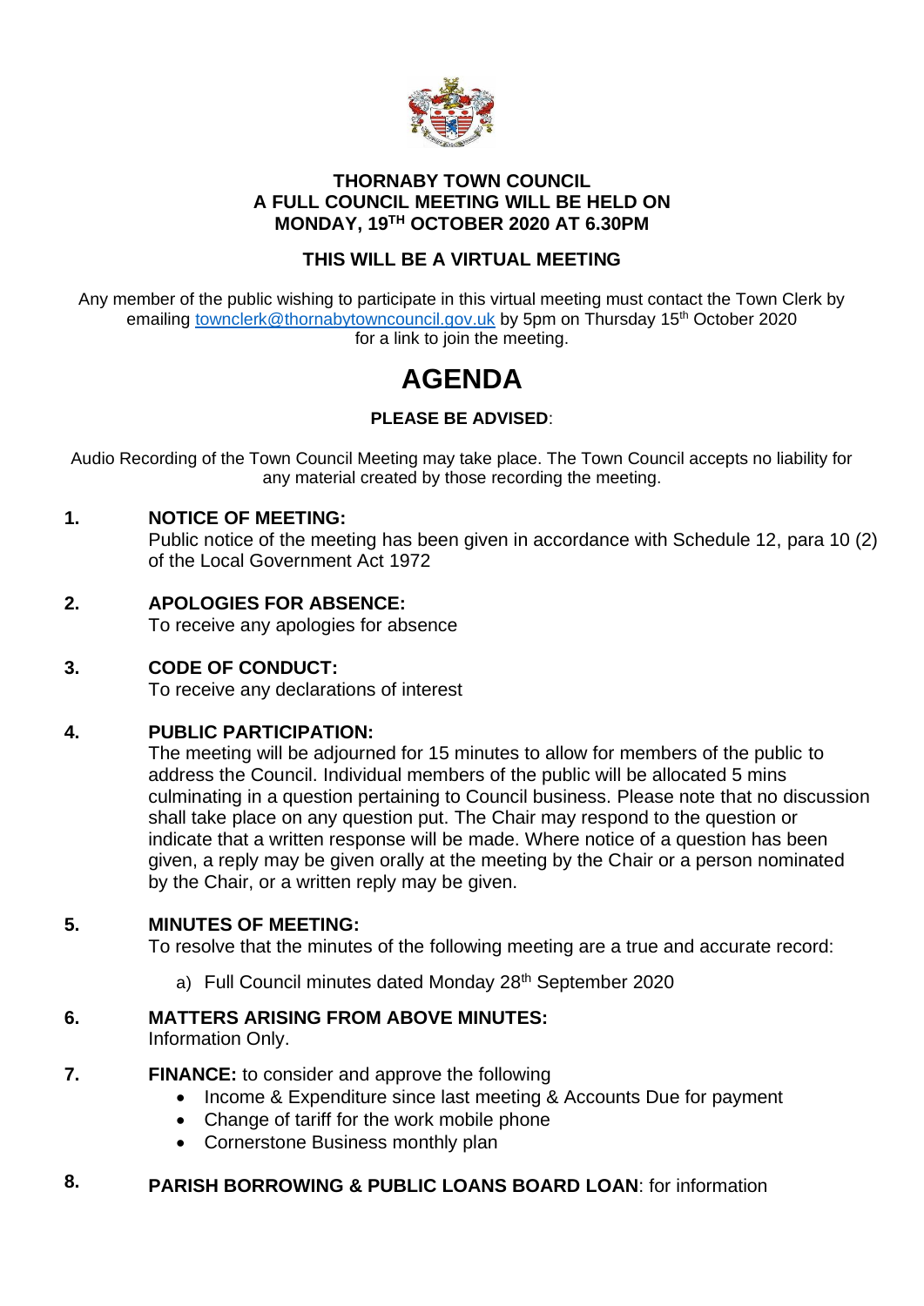**THORNABY TOWN COUNCIL**
**A FULL COUNCIL MEETING WILL BE HELD ON**
**MONDAY, 19TH OCTOBER 2020 AT 6.30PM**

**THIS WILL BE A VIRTUAL MEETING**

Any member of the public wishing to participate in this virtual meeting must contact the Town Clerk by emailing townclerk@thornabytowncouncil.gov.uk by 5pm on Thursday 15th October 2020 for a link to join the meeting.

# AGENDA

**PLEASE BE ADVISED**:

Audio Recording of the Town Council Meeting may take place. The Town Council accepts no liability for any material created by those recording the meeting.

**1. NOTICE OF MEETING:**
Public notice of the meeting has been given in accordance with Schedule 12, para 10 (2) of the Local Government Act 1972

**2. APOLOGIES FOR ABSENCE:**
To receive any apologies for absence

**3. CODE OF CONDUCT:**
To receive any declarations of interest

**4. PUBLIC PARTICIPATION:**
The meeting will be adjourned for 15 minutes to allow for members of the public to address the Council. Individual members of the public will be allocated 5 mins culminating in a question pertaining to Council business. Please note that no discussion shall take place on any question put. The Chair may respond to the question or indicate that a written response will be made. Where notice of a question has been given, a reply may be given orally at the meeting by the Chair or a person nominated by the Chair, or a written reply may be given.

**5. MINUTES OF MEETING:**
To resolve that the minutes of the following meeting are a true and accurate record:

a) Full Council minutes dated Monday 28th September 2020

**6. MATTERS ARISING FROM ABOVE MINUTES:**
Information Only.

**7. FINANCE:** to consider and approve the following

- Income & Expenditure since last meeting & Accounts Due for payment
- Change of tariff for the work mobile phone
- Cornerstone Business monthly plan

**8. PARISH BORROWING & PUBLIC LOANS BOARD LOAN**: for information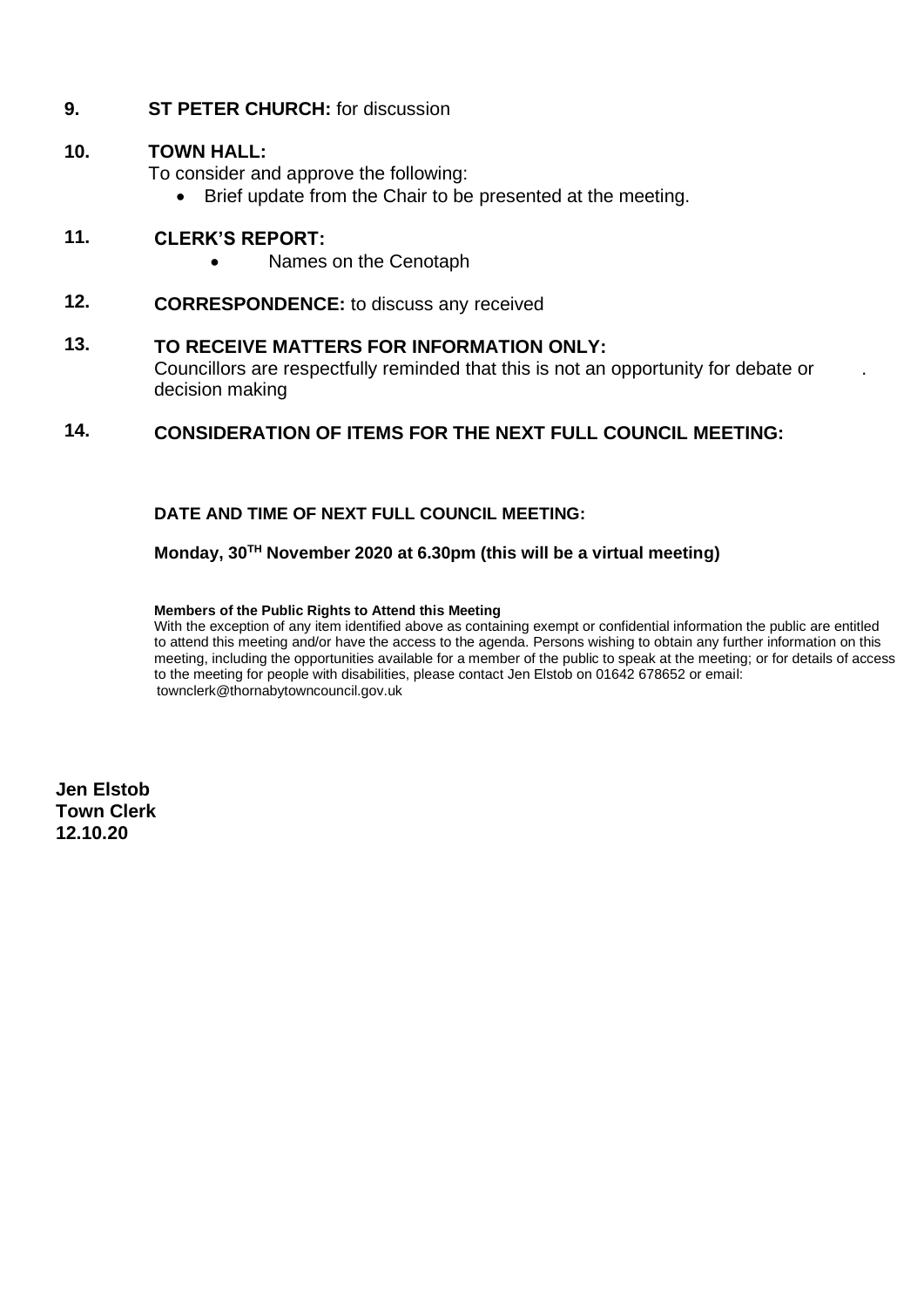**9.** **ST PETER CHURCH:** for discussion

**10.** **TOWN HALL:**

To consider and approve the following:

- Brief update from the Chair to be presented at the meeting.

**11.** **CLERK'S REPORT:**

- Names on the Cenotaph

**12.** **CORRESPONDENCE:** to discuss any received

**13.** **TO RECEIVE MATTERS FOR INFORMATION ONLY:**

Councillors are respectfully reminded that this is not an opportunity for debate or . decision making

**14.** **CONSIDERATION OF ITEMS FOR THE NEXT FULL COUNCIL MEETING:**

**DATE AND TIME OF NEXT FULL COUNCIL MEETING:**

**Monday, 30TH November 2020 at 6.30pm (this will be a virtual meeting)**

**Members of the Public Rights to Attend this Meeting**

With the exception of any item identified above as containing exempt or confidential information the public are entitled to attend this meeting and/or have the access to the agenda. Persons wishing to obtain any further information on this meeting, including the opportunities available for a member of the public to speak at the meeting; or for details of access to the meeting for people with disabilities, please contact Jen Elstob on 01642 678652 or email: townclerk@thornabytowncouncil.gov.uk

**Jen Elstob**
**Town Clerk**
**12.10.20**